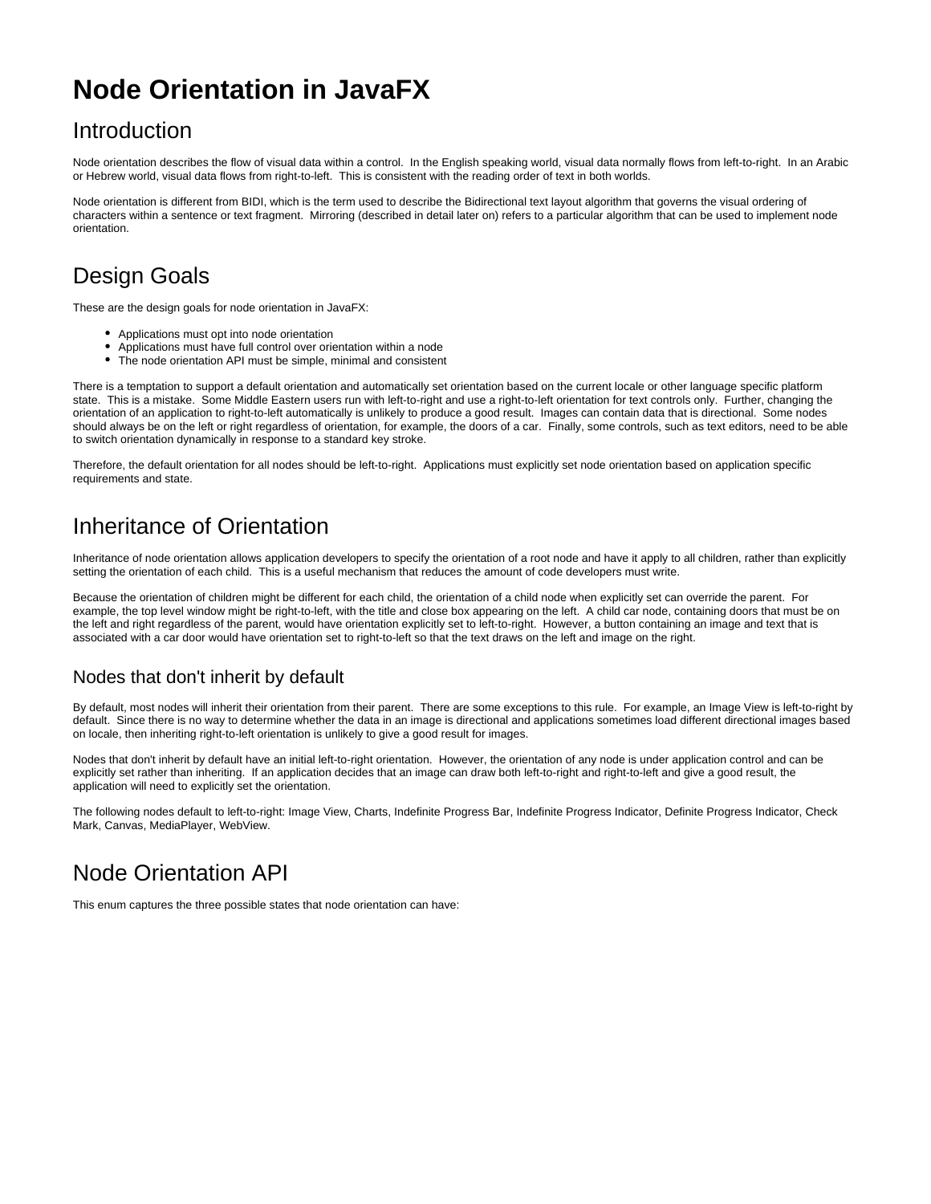# Node Orientation in JavaFX

## Introduction

Node orientation describes the flow of visual data within a control.  In the English speaking world, visual data normally flows from left-to-right.  In an Arabic or Hebrew world, visual data flows from right-to-left.  This is consistent with the reading order of text in both worlds.

Node orientation is different from BIDI, which is the term used to describe the Bidirectional text layout algorithm that governs the visual ordering of characters within a sentence or text fragment.  Mirroring (described in detail later on) refers to a particular algorithm that can be used to implement node orientation.

## Design Goals

These are the design goals for node orientation in JavaFX:

- Applications must opt into node orientation
- Applications must have full control over orientation within a node
- The node orientation API must be simple, minimal and consistent

There is a temptation to support a default orientation and automatically set orientation based on the current locale or other language specific platform state.  This is a mistake.  Some Middle Eastern users run with left-to-right and use a right-to-left orientation for text controls only.  Further, changing the orientation of an application to right-to-left automatically is unlikely to produce a good result.  Images can contain data that is directional.  Some nodes should always be on the left or right regardless of orientation, for example, the doors of a car.  Finally, some controls, such as text editors, need to be able to switch orientation dynamically in response to a standard key stroke.

Therefore, the default orientation for all nodes should be left-to-right.  Applications must explicitly set node orientation based on application specific requirements and state.

## Inheritance of Orientation

Inheritance of node orientation allows application developers to specify the orientation of a root node and have it apply to all children, rather than explicitly setting the orientation of each child.  This is a useful mechanism that reduces the amount of code developers must write.

Because the orientation of children might be different for each child, the orientation of a child node when explicitly set can override the parent.  For example, the top level window might be right-to-left, with the title and close box appearing on the left.  A child car node, containing doors that must be on the left and right regardless of the parent, would have orientation explicitly set to left-to-right.  However, a button containing an image and text that is associated with a car door would have orientation set to right-to-left so that the text draws on the left and image on the right.

### Nodes that don't inherit by default

By default, most nodes will inherit their orientation from their parent.  There are some exceptions to this rule.  For example, an Image View is left-to-right by default.  Since there is no way to determine whether the data in an image is directional and applications sometimes load different directional images based on locale, then inheriting right-to-left orientation is unlikely to give a good result for images.

Nodes that don't inherit by default have an initial left-to-right orientation.  However, the orientation of any node is under application control and can be explicitly set rather than inheriting.  If an application decides that an image can draw both left-to-right and right-to-left and give a good result, the application will need to explicitly set the orientation.

The following nodes default to left-to-right: Image View, Charts, Indefinite Progress Bar, Indefinite Progress Indicator, Definite Progress Indicator, Check Mark, Canvas, MediaPlayer, WebView.

## Node Orientation API

This enum captures the three possible states that node orientation can have: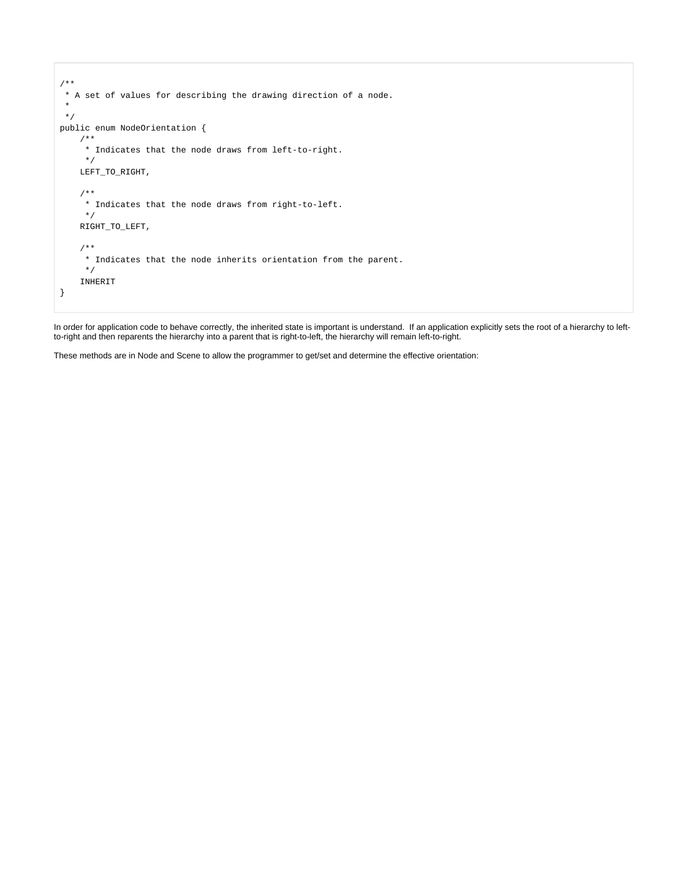```
/**
 * A set of values for describing the drawing direction of a node.
 *
 */
public enum NodeOrientation {
    /**
     * Indicates that the node draws from left-to-right.
     */
    LEFT_TO_RIGHT,

    /**
     * Indicates that the node draws from right-to-left.
     */
    RIGHT_TO_LEFT,

    /**
     * Indicates that the node inherits orientation from the parent.
     */
    INHERIT
}
```

In order for application code to behave correctly, the inherited state is important is understand. If an application explicitly sets the root of a hierarchy to left-to-right and then reparents the hierarchy into a parent that is right-to-left, the hierarchy will remain left-to-right.

These methods are in Node and Scene to allow the programmer to get/set and determine the effective orientation: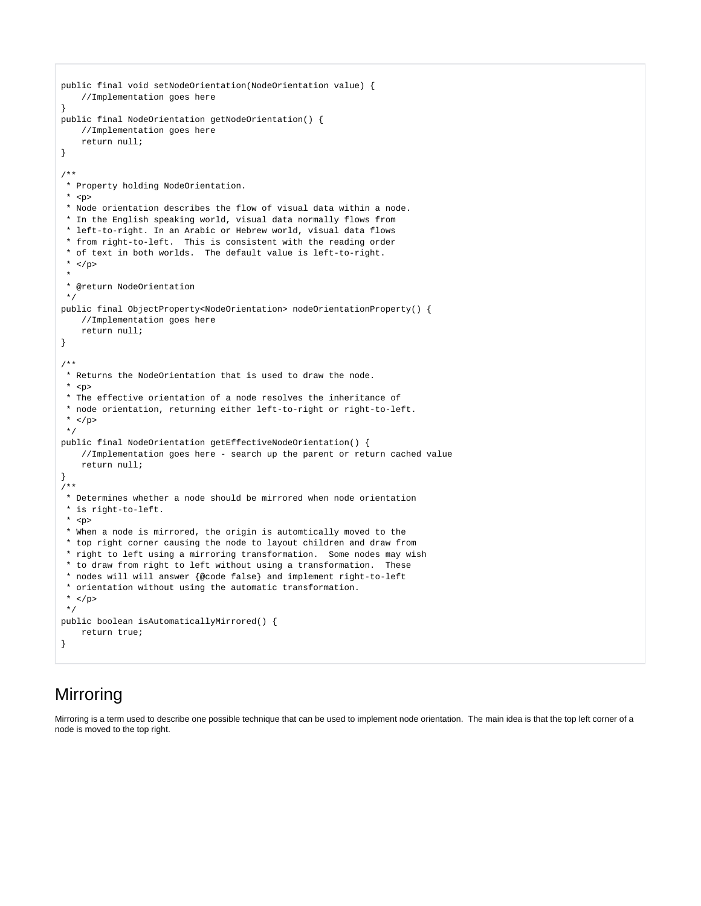```
public final void setNodeOrientation(NodeOrientation value) {
    //Implementation goes here
}
public final NodeOrientation getNodeOrientation() {
    //Implementation goes here
    return null;
}

/**
 * Property holding NodeOrientation.
 * <p>
 * Node orientation describes the flow of visual data within a node.
 * In the English speaking world, visual data normally flows from
 * left-to-right. In an Arabic or Hebrew world, visual data flows
 * from right-to-left.  This is consistent with the reading order
 * of text in both worlds.  The default value is left-to-right.
 * </p>
 *
 * @return NodeOrientation
 */
public final ObjectProperty<NodeOrientation> nodeOrientationProperty() {
    //Implementation goes here
    return null;
}

/**
 * Returns the NodeOrientation that is used to draw the node.
 * <p>
 * The effective orientation of a node resolves the inheritance of
 * node orientation, returning either left-to-right or right-to-left.
 * </p>
 */
public final NodeOrientation getEffectiveNodeOrientation() {
    //Implementation goes here - search up the parent or return cached value
    return null;
}
/**
 * Determines whether a node should be mirrored when node orientation
 * is right-to-left.
 * <p>
 * When a node is mirrored, the origin is automtically moved to the
 * top right corner causing the node to layout children and draw from
 * right to left using a mirroring transformation.  Some nodes may wish
 * to draw from right to left without using a transformation.  These
 * nodes will will answer {@code false} and implement right-to-left
 * orientation without using the automatic transformation.
 * </p>
 */
public boolean isAutomaticallyMirrored() {
    return true;
}
```

## Mirroring

Mirroring is a term used to describe one possible technique that can be used to implement node orientation.  The main idea is that the top left corner of a node is moved to the top right.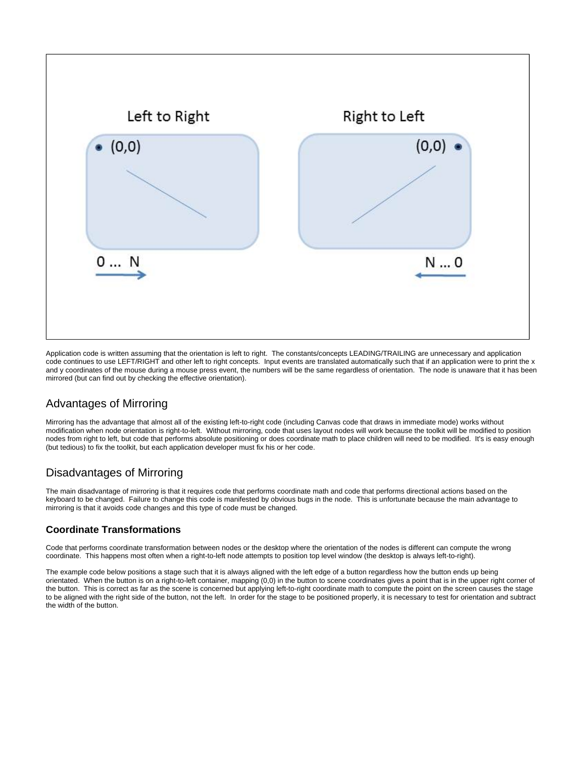Application code is written assuming that the orientation is left to right. The constants/concepts LEADING/TRAILING are unnecessary and application code continues to use LEFT/RIGHT and other left to right concepts. Input events are translated automatically such that if an application were to print the x and y coordinates of the mouse during a mouse press event, the numbers will be the same regardless of orientation. The node is unaware that it has been mirrored (but can find out by checking the effective orientation).

## Advantages of Mirroring

Mirroring has the advantage that almost all of the existing left-to-right code (including Canvas code that draws in immediate mode) works without modification when node orientation is right-to-left. Without mirroring, code that uses layout nodes will work because the toolkit will be modified to position nodes from right to left, but code that performs absolute positioning or does coordinate math to place children will need to be modified. It's is easy enough (but tedious) to fix the toolkit, but each application developer must fix his or her code.

## Disadvantages of Mirroring

The main disadvantage of mirroring is that it requires code that performs coordinate math and code that performs directional actions based on the keyboard to be changed. Failure to change this code is manifested by obvious bugs in the node. This is unfortunate because the main advantage to mirroring is that it avoids code changes and this type of code must be changed.

### Coordinate Transformations

Code that performs coordinate transformation between nodes or the desktop where the orientation of the nodes is different can compute the wrong coordinate. This happens most often when a right-to-left node attempts to position top level window (the desktop is always left-to-right).

The example code below positions a stage such that it is always aligned with the left edge of a button regardless how the button ends up being orientated. When the button is on a right-to-left container, mapping (0,0) in the button to scene coordinates gives a point that is in the upper right corner of the button. This is correct as far as the scene is concerned but applying left-to-right coordinate math to compute the point on the screen causes the stage to be aligned with the right side of the button, not the left. In order for the stage to be positioned properly, it is necessary to test for orientation and subtract the width of the button.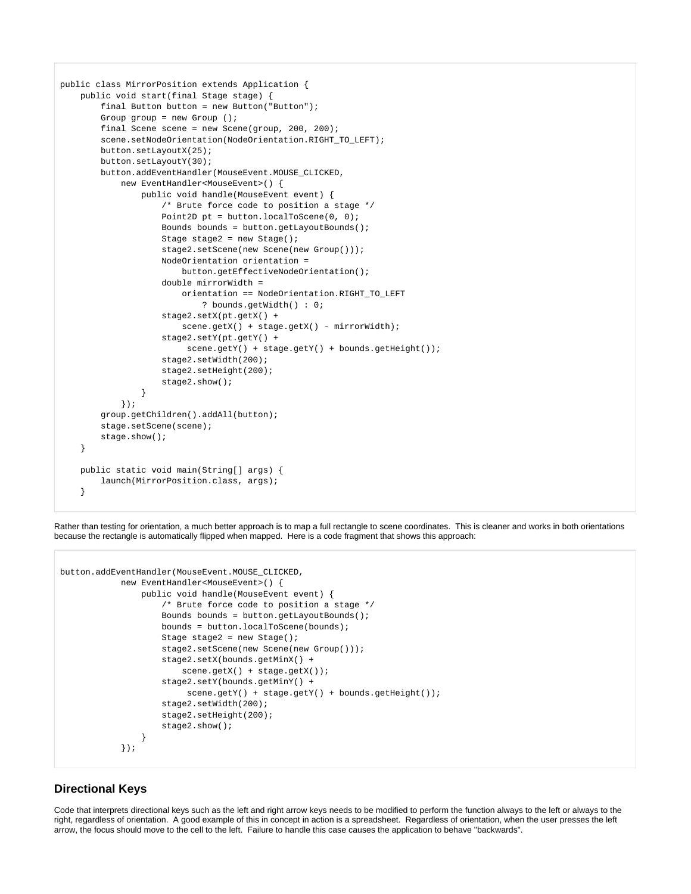```
public class MirrorPosition extends Application {
    public void start(final Stage stage) {
        final Button button = new Button("Button");
        Group group = new Group ();
        final Scene scene = new Scene(group, 200, 200);
        scene.setNodeOrientation(NodeOrientation.RIGHT_TO_LEFT);
        button.setLayoutX(25);
        button.setLayoutY(30);
        button.addEventHandler(MouseEvent.MOUSE_CLICKED,
            new EventHandler<MouseEvent>() {
                public void handle(MouseEvent event) {
                    /* Brute force code to position a stage */
                    Point2D pt = button.localToScene(0, 0);
                    Bounds bounds = button.getLayoutBounds();
                    Stage stage2 = new Stage();
                    stage2.setScene(new Scene(new Group()));
                    NodeOrientation orientation =
                        button.getEffectiveNodeOrientation();
                    double mirrorWidth =
                        orientation == NodeOrientation.RIGHT_TO_LEFT
                            ? bounds.getWidth() : 0;
                    stage2.setX(pt.getX() +
                        scene.getX() + stage.getX() - mirrorWidth);
                    stage2.setY(pt.getY() +
                         scene.getY() + stage.getY() + bounds.getHeight());
                    stage2.setWidth(200);
                    stage2.setHeight(200);
                    stage2.show();
                }
            });
        group.getChildren().addAll(button);
        stage.setScene(scene);
        stage.show();
    }

    public static void main(String[] args) {
        launch(MirrorPosition.class, args);
    }
```

Rather than testing for orientation, a much better approach is to map a full rectangle to scene coordinates. This is cleaner and works in both orientations because the rectangle is automatically flipped when mapped. Here is a code fragment that shows this approach:

```
button.addEventHandler(MouseEvent.MOUSE_CLICKED,
            new EventHandler<MouseEvent>() {
                public void handle(MouseEvent event) {
                    /* Brute force code to position a stage */
                    Bounds bounds = button.getLayoutBounds();
                    bounds = button.localToScene(bounds);
                    Stage stage2 = new Stage();
                    stage2.setScene(new Scene(new Group()));
                    stage2.setX(bounds.getMinX() +
                        scene.getX() + stage.getX());
                    stage2.setY(bounds.getMinY() +
                         scene.getY() + stage.getY() + bounds.getHeight());
                    stage2.setWidth(200);
                    stage2.setHeight(200);
                    stage2.show();
                }
            });
```

## Directional Keys

Code that interprets directional keys such as the left and right arrow keys needs to be modified to perform the function always to the left or always to the right, regardless of orientation. A good example of this in concept in action is a spreadsheet. Regardless of orientation, when the user presses the left arrow, the focus should move to the cell to the left. Failure to handle this case causes the application to behave "backwards".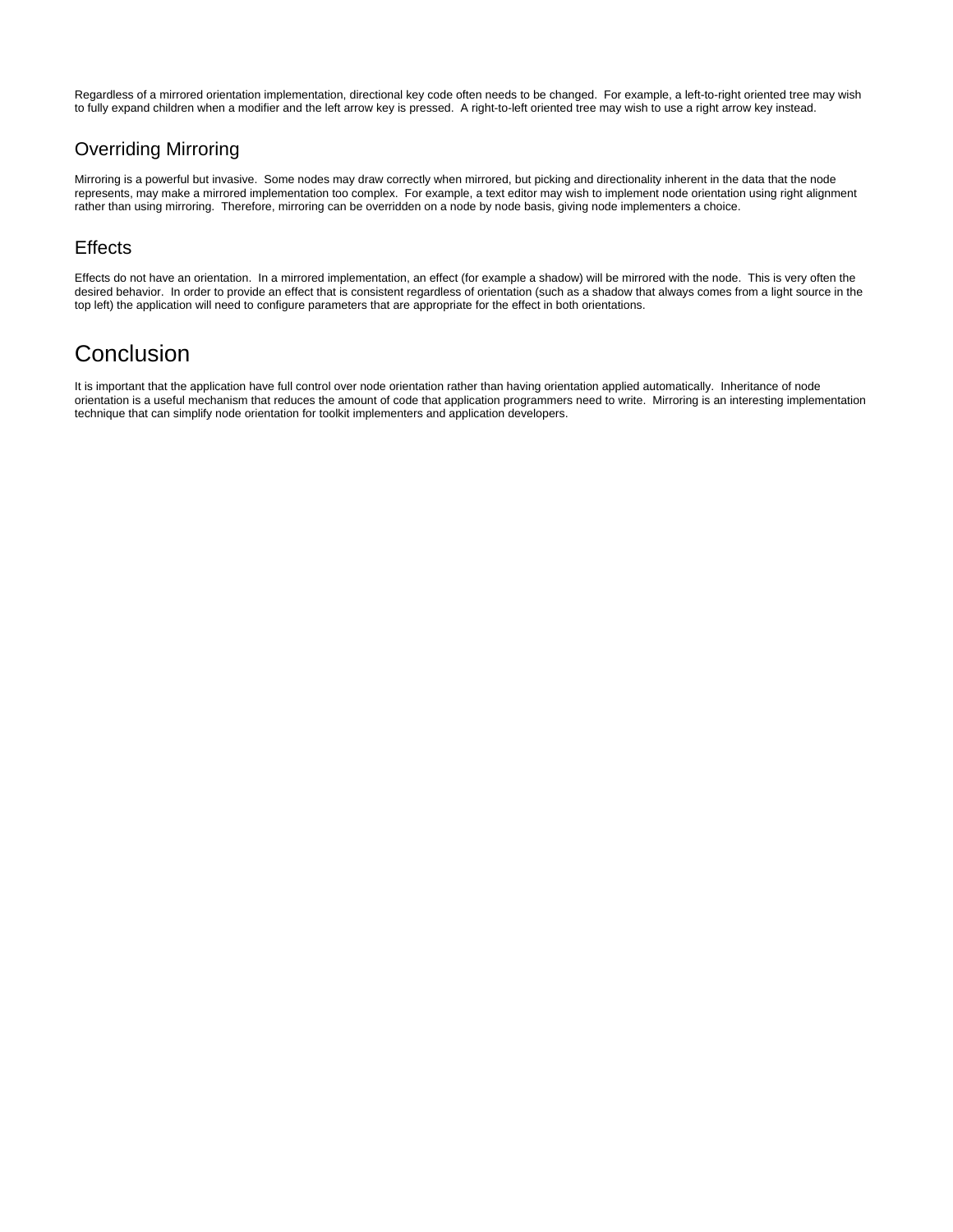Regardless of a mirrored orientation implementation, directional key code often needs to be changed. For example, a left-to-right oriented tree may wish to fully expand children when a modifier and the left arrow key is pressed. A right-to-left oriented tree may wish to use a right arrow key instead.

### Overriding Mirroring

Mirroring is a powerful but invasive. Some nodes may draw correctly when mirrored, but picking and directionality inherent in the data that the node represents, may make a mirrored implementation too complex. For example, a text editor may wish to implement node orientation using right alignment rather than using mirroring. Therefore, mirroring can be overridden on a node by node basis, giving node implementers a choice.

### Effects

Effects do not have an orientation. In a mirrored implementation, an effect (for example a shadow) will be mirrored with the node. This is very often the desired behavior. In order to provide an effect that is consistent regardless of orientation (such as a shadow that always comes from a light source in the top left) the application will need to configure parameters that are appropriate for the effect in both orientations.

## Conclusion

It is important that the application have full control over node orientation rather than having orientation applied automatically. Inheritance of node orientation is a useful mechanism that reduces the amount of code that application programmers need to write. Mirroring is an interesting implementation technique that can simplify node orientation for toolkit implementers and application developers.